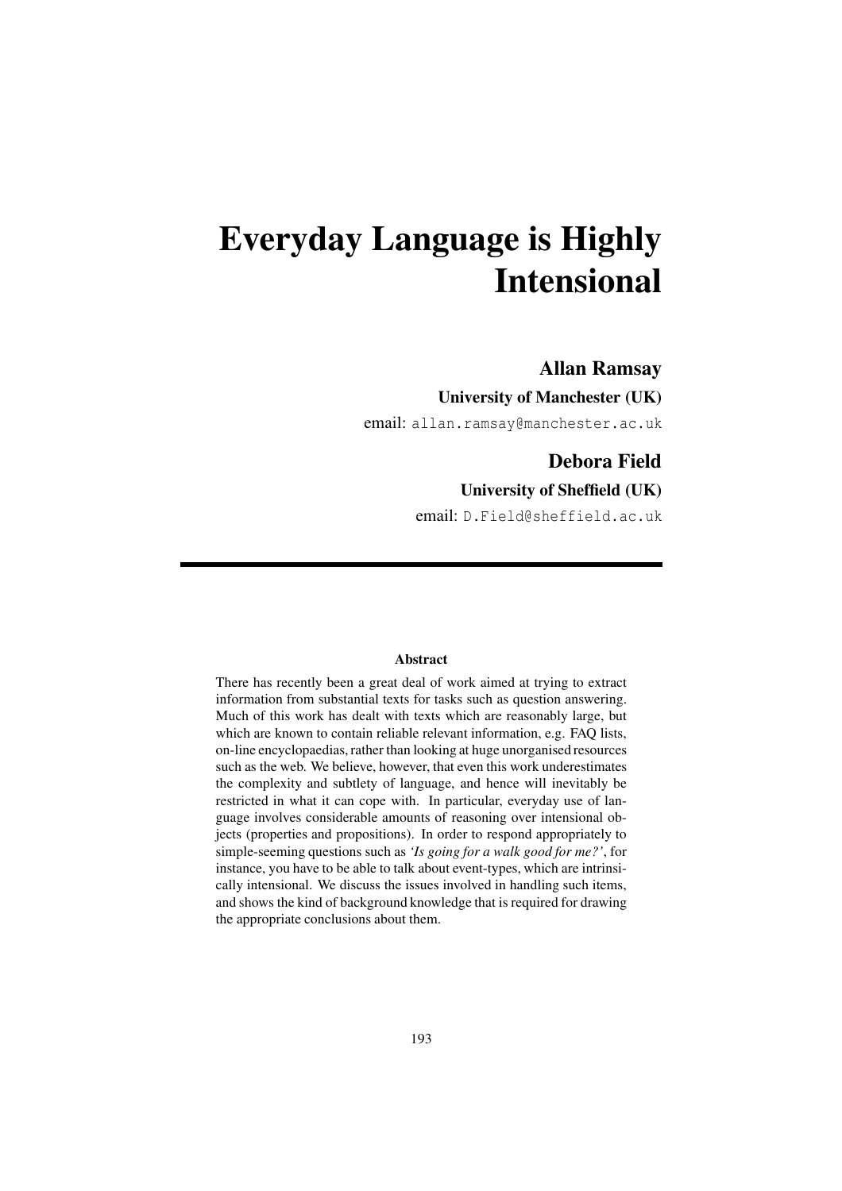# Everyday Language is Highly Intensional

**Allan Ramsay**

**University of Manchester (UK)**

email: allan.ramsay@manchester.ac.uk

**Debora Field**

**University of Sheffield (UK)**

email: D.Field@sheffield.ac.uk

---

### Abstract

There has recently been a great deal of work aimed at trying to extract information from substantial texts for tasks such as question answering. Much of this work has dealt with texts which are reasonably large, but which are known to contain reliable relevant information, e.g. FAQ lists, on-line encyclopaedias, rather than looking at huge unorganised resources such as the web. We believe, however, that even this work underestimates the complexity and subtlety of language, and hence will inevitably be restricted in what it can cope with. In particular, everyday use of language involves considerable amounts of reasoning over intensional objects (properties and propositions). In order to respond appropriately to simple-seeming questions such as *'Is going for a walk good for me?'*, for instance, you have to be able to talk about event-types, which are intrinsically intensional. We discuss the issues involved in handling such items, and shows the kind of background knowledge that is required for drawing the appropriate conclusions about them.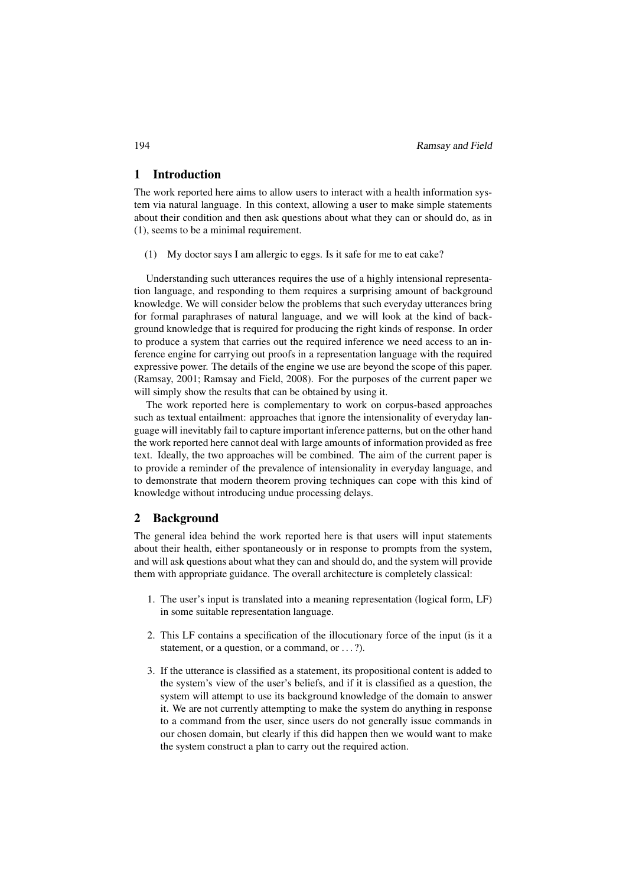## 1 Introduction

The work reported here aims to allow users to interact with a health information system via natural language. In this context, allowing a user to make simple statements about their condition and then ask questions about what they can or should do, as in (1), seems to be a minimal requirement.

(1) My doctor says I am allergic to eggs. Is it safe for me to eat cake?

Understanding such utterances requires the use of a highly intensional representation language, and responding to them requires a surprising amount of background knowledge. We will consider below the problems that such everyday utterances bring for formal paraphrases of natural language, and we will look at the kind of background knowledge that is required for producing the right kinds of response. In order to produce a system that carries out the required inference we need access to an inference engine for carrying out proofs in a representation language with the required expressive power. The details of the engine we use are beyond the scope of this paper. (Ramsay, 2001; Ramsay and Field, 2008). For the purposes of the current paper we will simply show the results that can be obtained by using it.

The work reported here is complementary to work on corpus-based approaches such as textual entailment: approaches that ignore the intensionality of everyday language will inevitably fail to capture important inference patterns, but on the other hand the work reported here cannot deal with large amounts of information provided as free text. Ideally, the two approaches will be combined. The aim of the current paper is to provide a reminder of the prevalence of intensionality in everyday language, and to demonstrate that modern theorem proving techniques can cope with this kind of knowledge without introducing undue processing delays.

## 2 Background

The general idea behind the work reported here is that users will input statements about their health, either spontaneously or in response to prompts from the system, and will ask questions about what they can and should do, and the system will provide them with appropriate guidance. The overall architecture is completely classical:

1. The user's input is translated into a meaning representation (logical form, LF) in some suitable representation language.
2. This LF contains a specification of the illocutionary force of the input (is it a statement, or a question, or a command, or . . . ?).
3. If the utterance is classified as a statement, its propositional content is added to the system's view of the user's beliefs, and if it is classified as a question, the system will attempt to use its background knowledge of the domain to answer it. We are not currently attempting to make the system do anything in response to a command from the user, since users do not generally issue commands in our chosen domain, but clearly if this did happen then we would want to make the system construct a plan to carry out the required action.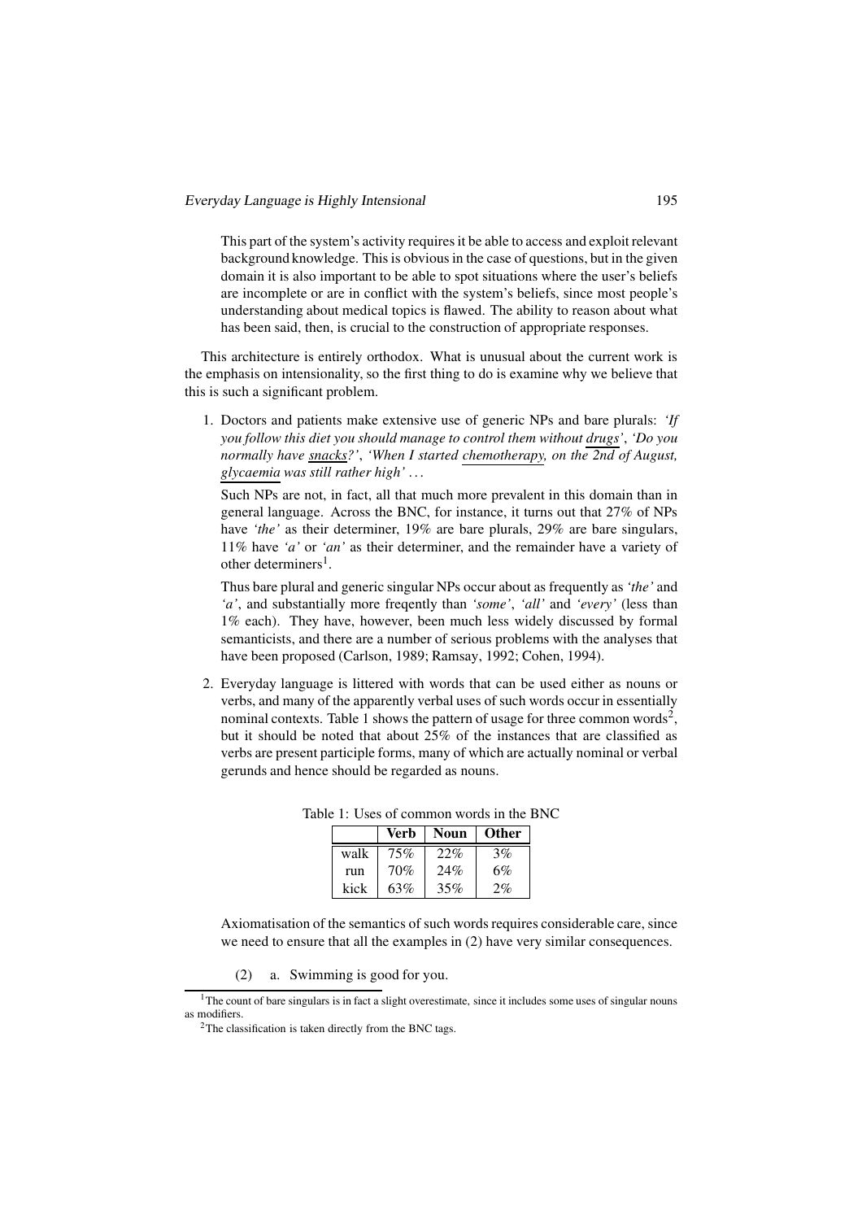This part of the system's activity requires it be able to access and exploit relevant background knowledge. This is obvious in the case of questions, but in the given domain it is also important to be able to spot situations where the user's beliefs are incomplete or are in conflict with the system's beliefs, since most people's understanding about medical topics is flawed. The ability to reason about what has been said, then, is crucial to the construction of appropriate responses.

This architecture is entirely orthodox. What is unusual about the current work is the emphasis on intensionality, so the first thing to do is examine why we believe that this is such a significant problem.

1. Doctors and patients make extensive use of generic NPs and bare plurals: *'If you follow this diet you should manage to control them without* <u>*drugs*</u>*', 'Do you normally have* <u>*snacks*</u>*?', 'When I started* <u>*chemotherapy*</u>*, on the 2nd of August,* <u>*glycaemia*</u> *was still rather high'* ...

   Such NPs are not, in fact, all that much more prevalent in this domain than in general language. Across the BNC, for instance, it turns out that 27% of NPs have *'the'* as their determiner, 19% are bare plurals, 29% are bare singulars, 11% have *'a'* or *'an'* as their determiner, and the remainder have a variety of other determiners[1].

   Thus bare plural and generic singular NPs occur about as frequently as *'the'* and *'a'*, and substantially more freqently than *'some'*, *'all'* and *'every'* (less than 1% each). They have, however, been much less widely discussed by formal semanticists, and there are a number of serious problems with the analyses that have been proposed (Carlson, 1989; Ramsay, 1992; Cohen, 1994).

2. Everyday language is littered with words that can be used either as nouns or verbs, and many of the apparently verbal uses of such words occur in essentially nominal contexts. Table 1 shows the pattern of usage for three common words[2], but it should be noted that about 25% of the instances that are classified as verbs are present participle forms, many of which are actually nominal or verbal gerunds and hence should be regarded as nouns.

   Table 1: Uses of common words in the BNC

   | | **Verb** | **Noun** | **Other** |
   |---|---|---|---|
   | walk | 75% | 22% | 3% |
   | run | 70% | 24% | 6% |
   | kick | 63% | 35% | 2% |

   Axiomatisation of the semantics of such words requires considerable care, since we need to ensure that all the examples in (2) have very similar consequences.

   (2) a. Swimming is good for you.

---

[1] The count of bare singulars is in fact a slight overestimate, since it includes some uses of singular nouns as modifiers.

[2] The classification is taken directly from the BNC tags.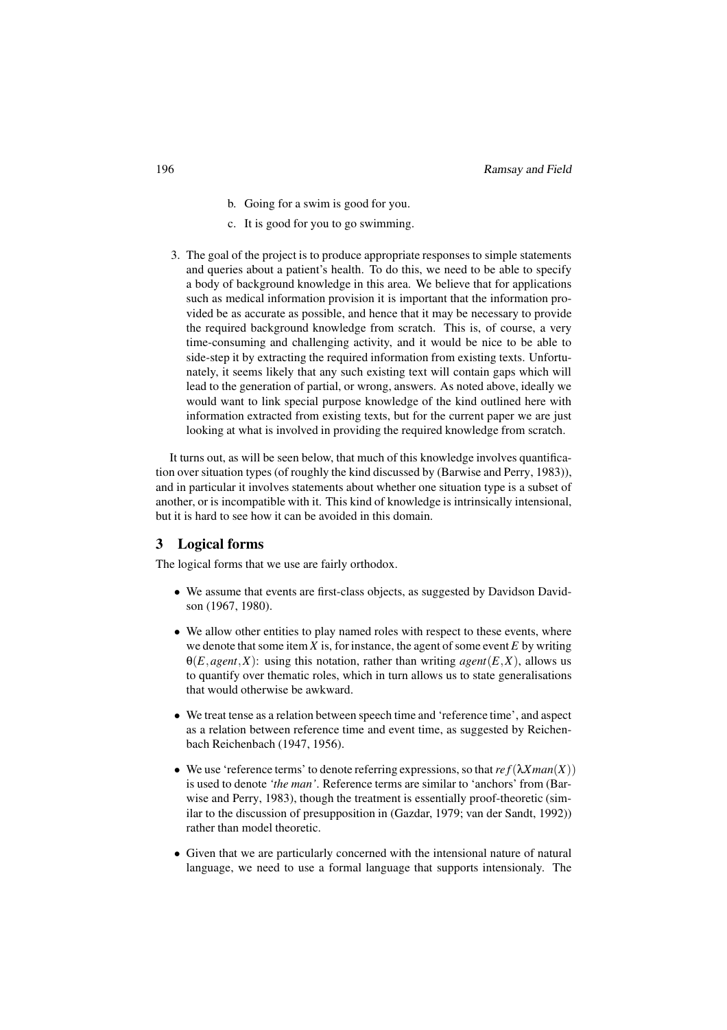b. Going for a swim is good for you.

c. It is good for you to go swimming.

3. The goal of the project is to produce appropriate responses to simple statements and queries about a patient's health. To do this, we need to be able to specify a body of background knowledge in this area. We believe that for applications such as medical information provision it is important that the information provided be as accurate as possible, and hence that it may be necessary to provide the required background knowledge from scratch. This is, of course, a very time-consuming and challenging activity, and it would be nice to be able to side-step it by extracting the required information from existing texts. Unfortunately, it seems likely that any such existing text will contain gaps which will lead to the generation of partial, or wrong, answers. As noted above, ideally we would want to link special purpose knowledge of the kind outlined here with information extracted from existing texts, but for the current paper we are just looking at what is involved in providing the required knowledge from scratch.

It turns out, as will be seen below, that much of this knowledge involves quantification over situation types (of roughly the kind discussed by (Barwise and Perry, 1983)), and in particular it involves statements about whether one situation type is a subset of another, or is incompatible with it. This kind of knowledge is intrinsically intensional, but it is hard to see how it can be avoided in this domain.

## 3 Logical forms

The logical forms that we use are fairly orthodox.

- We assume that events are first-class objects, as suggested by Davidson Davidson (1967, 1980).
- We allow other entities to play named roles with respect to these events, where we denote that some item $X$ is, for instance, the agent of some event $E$ by writing $\theta(E, agent, X)$: using this notation, rather than writing $agent(E, X)$, allows us to quantify over thematic roles, which in turn allows us to state generalisations that would otherwise be awkward.
- We treat tense as a relation between speech time and 'reference time', and aspect as a relation between reference time and event time, as suggested by Reichenbach Reichenbach (1947, 1956).
- We use 'reference terms' to denote referring expressions, so that $ref(\lambda X man(X))$ is used to denote *'the man'*. Reference terms are similar to 'anchors' from (Barwise and Perry, 1983), though the treatment is essentially proof-theoretic (similar to the discussion of presupposition in (Gazdar, 1979; van der Sandt, 1992)) rather than model theoretic.
- Given that we are particularly concerned with the intensional nature of natural language, we need to use a formal language that supports intensionaly. The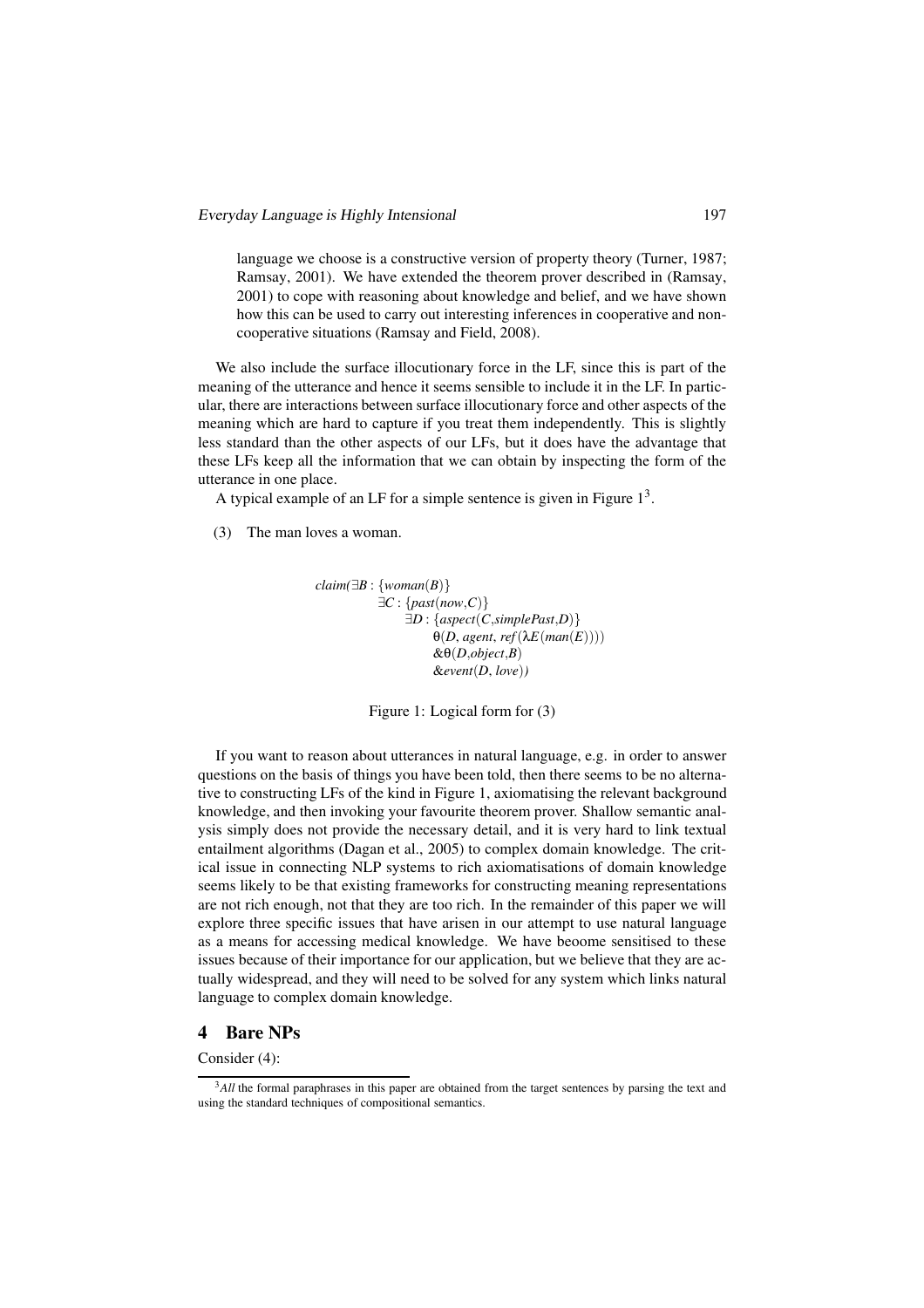language we choose is a constructive version of property theory (Turner, 1987; Ramsay, 2001). We have extended the theorem prover described in (Ramsay, 2001) to cope with reasoning about knowledge and belief, and we have shown how this can be used to carry out interesting inferences in cooperative and non-cooperative situations (Ramsay and Field, 2008).

We also include the surface illocutionary force in the LF, since this is part of the meaning of the utterance and hence it seems sensible to include it in the LF. In particular, there are interactions between surface illocutionary force and other aspects of the meaning which are hard to capture if you treat them independently. This is slightly less standard than the other aspects of our LFs, but it does have the advantage that these LFs keep all the information that we can obtain by inspecting the form of the utterance in one place.

A typical example of an LF for a simple sentence is given in Figure 1[3].

(3) The man loves a woman.

$$
\begin{array}{l}
claim(\exists B : \{woman(B)\} \\
\quad \exists C : \{past(now, C)\} \\
\quad\quad \exists D : \{aspect(C, simplePast, D)\} \\
\quad\quad\quad \theta(D, agent, ref(\lambda E(man(E)))) \\
\quad\quad\quad \& \theta(D, object, B) \\
\quad\quad\quad \& event(D, love))
\end{array}
$$

Figure 1: Logical form for (3)

If you want to reason about utterances in natural language, e.g. in order to answer questions on the basis of things you have been told, then there seems to be no alternative to constructing LFs of the kind in Figure 1, axiomatising the relevant background knowledge, and then invoking your favourite theorem prover. Shallow semantic analysis simply does not provide the necessary detail, and it is very hard to link textual entailment algorithms (Dagan et al., 2005) to complex domain knowledge. The critical issue in connecting NLP systems to rich axiomatisations of domain knowledge seems likely to be that existing frameworks for constructing meaning representations are not rich enough, not that they are too rich. In the remainder of this paper we will explore three specific issues that have arisen in our attempt to use natural language as a means for accessing medical knowledge. We have beoome sensitised to these issues because of their importance for our application, but we believe that they are actually widespread, and they will need to be solved for any system which links natural language to complex domain knowledge.

## 4 Bare NPs

Consider (4):

[3] *All* the formal paraphrases in this paper are obtained from the target sentences by parsing the text and using the standard techniques of compositional semantics.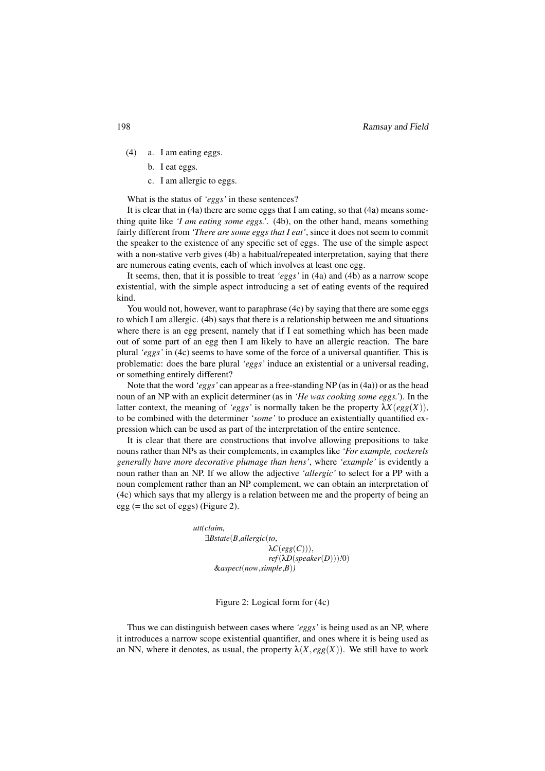(4) a. I am eating eggs.

b. I eat eggs.

c. I am allergic to eggs.

What is the status of *'eggs'* in these sentences?

It is clear that in (4a) there are some eggs that I am eating, so that (4a) means something quite like *'I am eating some eggs.'*. (4b), on the other hand, means something fairly different from *'There are some eggs that I eat'*, since it does not seem to commit the speaker to the existence of any specific set of eggs. The use of the simple aspect with a non-stative verb gives (4b) a habitual/repeated interpretation, saying that there are numerous eating events, each of which involves at least one egg.

It seems, then, that it is possible to treat *'eggs'* in (4a) and (4b) as a narrow scope existential, with the simple aspect introducing a set of eating events of the required kind.

You would not, however, want to paraphrase (4c) by saying that there are some eggs to which I am allergic. (4b) says that there is a relationship between me and situations where there is an egg present, namely that if I eat something which has been made out of some part of an egg then I am likely to have an allergic reaction. The bare plural *'eggs'* in (4c) seems to have some of the force of a universal quantifier. This is problematic: does the bare plural *'eggs'* induce an existential or a universal reading, or something entirely different?

Note that the word *'eggs'* can appear as a free-standing NP (as in (4a)) or as the head noun of an NP with an explicit determiner (as in *'He was cooking some eggs.'*). In the latter context, the meaning of *'eggs'* is normally taken be the property $\lambda X(egg(X))$, to be combined with the determiner *'some'* to produce an existentially quantified expression which can be used as part of the interpretation of the entire sentence.

It is clear that there are constructions that involve allowing prepositions to take nouns rather than NPs as their complements, in examples like *'For example, cockerels generally have more decorative plumage than hens'*, where *'example'* is evidently a noun rather than an NP. If we allow the adjective *'allergic'* to select for a PP with a noun complement rather than an NP complement, we can obtain an interpretation of (4c) which says that my allergy is a relation between me and the property of being an egg (= the set of eggs) (Figure 2).

$$
\begin{array}{l}
utt(claim, \\
\quad \exists B state(B, allergic(to, \\
\qquad\qquad\qquad \lambda C(egg(C))), \\
\qquad\qquad\qquad ref(\lambda D(speaker(D)))!0) \\
\quad\quad \& aspect(now, simple, B))
\end{array}
$$

Figure 2: Logical form for (4c)

Thus we can distinguish between cases where *'eggs'* is being used as an NP, where it introduces a narrow scope existential quantifier, and ones where it is being used as an NN, where it denotes, as usual, the property $\lambda(X, egg(X))$. We still have to work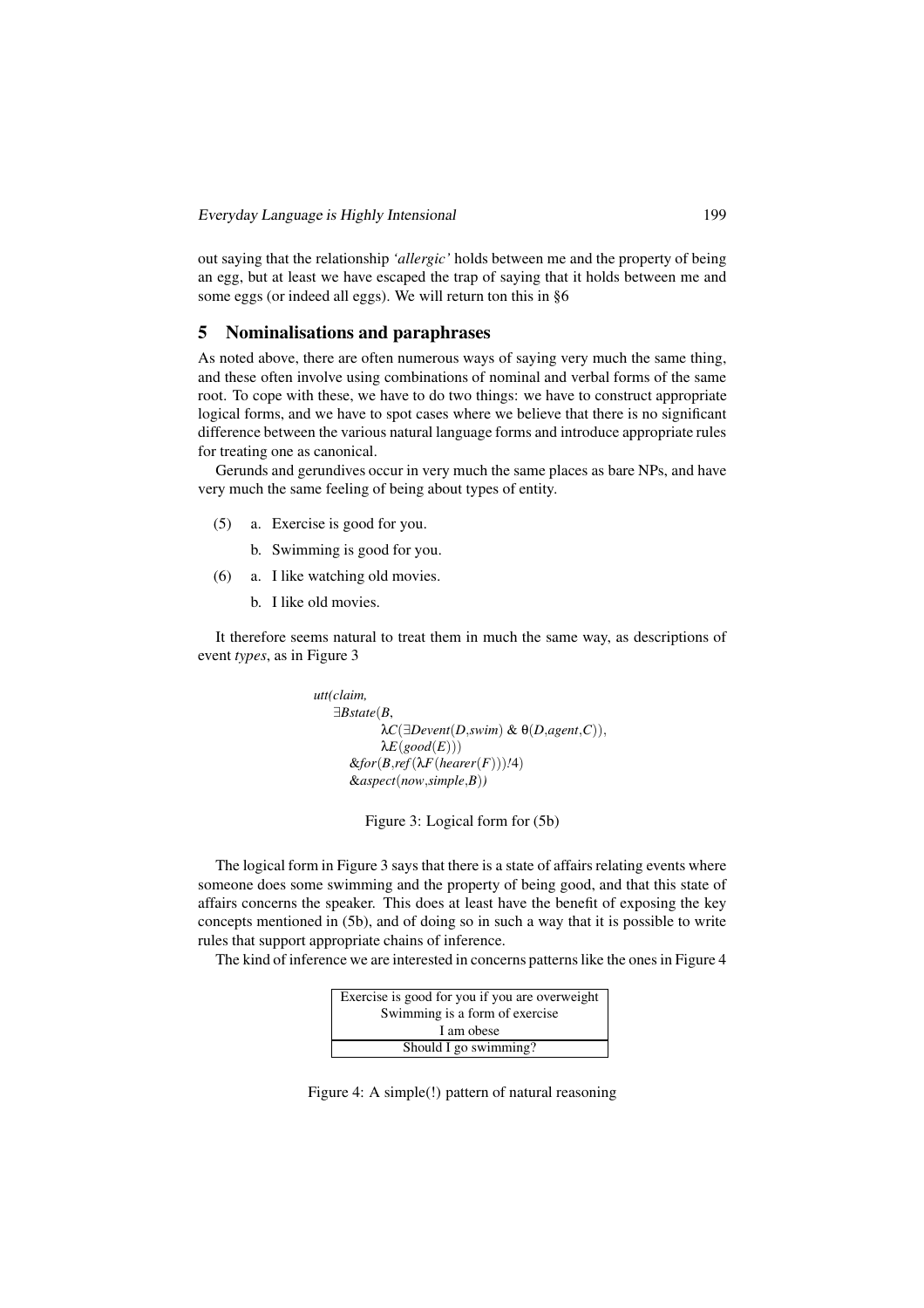out saying that the relationship *'allergic'* holds between me and the property of being an egg, but at least we have escaped the trap of saying that it holds between me and some eggs (or indeed all eggs). We will return ton this in §6

## 5 Nominalisations and paraphrases

As noted above, there are often numerous ways of saying very much the same thing, and these often involve using combinations of nominal and verbal forms of the same root. To cope with these, we have to do two things: we have to construct appropriate logical forms, and we have to spot cases where we believe that there is no significant difference between the various natural language forms and introduce appropriate rules for treating one as canonical.

Gerunds and gerundives occur in very much the same places as bare NPs, and have very much the same feeling of being about types of entity.

(5) a. Exercise is good for you.

  b. Swimming is good for you.

(6) a. I like watching old movies.

  b. I like old movies.

It therefore seems natural to treat them in much the same way, as descriptions of event *types*, as in Figure 3

$$
\begin{array}{l}
utt(claim,\\
\quad \exists B state(B,\\
\qquad \lambda C(\exists D event(D,swim)\ \&\ \theta(D,agent,C)),\\
\qquad \lambda E(good(E)))\\
\quad \&for(B,ref(\lambda F(hearer(F)))!4)\\
\quad \&aspect(now,simple,B))
\end{array}
$$

Figure 3: Logical form for (5b)

The logical form in Figure 3 says that there is a state of affairs relating events where someone does some swimming and the property of being good, and that this state of affairs concerns the speaker. This does at least have the benefit of exposing the key concepts mentioned in (5b), and of doing so in such a way that it is possible to write rules that support appropriate chains of inference.

The kind of inference we are interested in concerns patterns like the ones in Figure 4

| Exercise is good for you if you are overweight |
|---|
| Swimming is a form of exercise |
| I am obese |
| Should I go swimming? |

Figure 4: A simple(!) pattern of natural reasoning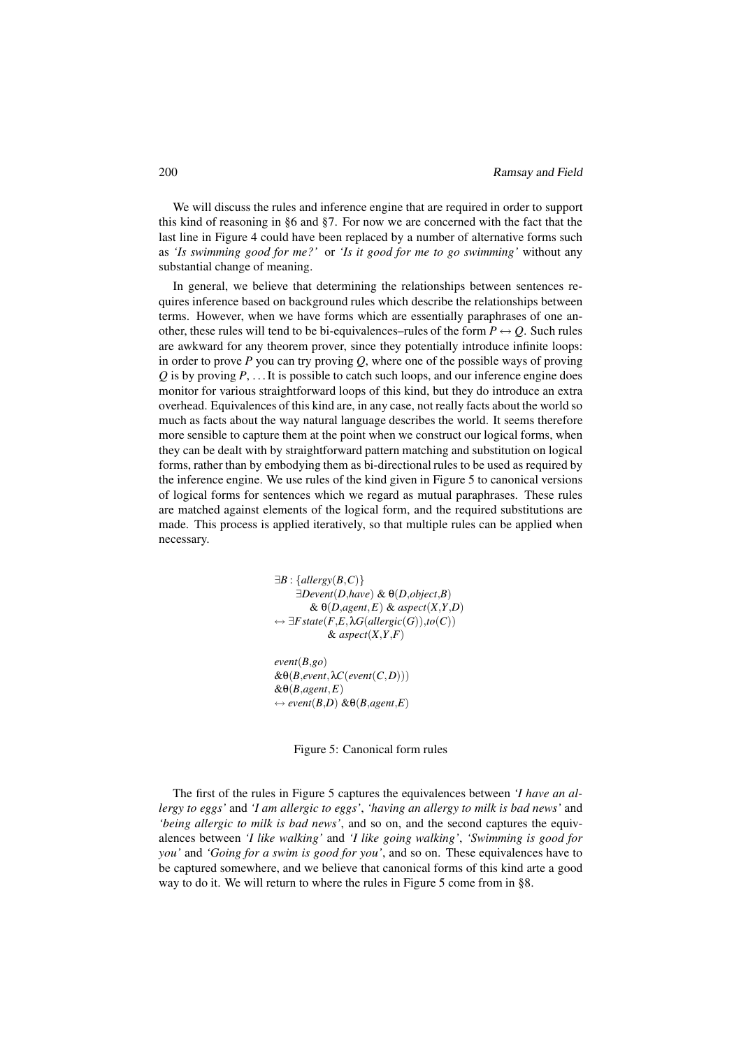We will discuss the rules and inference engine that are required in order to support this kind of reasoning in §6 and §7. For now we are concerned with the fact that the last line in Figure 4 could have been replaced by a number of alternative forms such as *'Is swimming good for me?'* or *'Is it good for me to go swimming'* without any substantial change of meaning.

In general, we believe that determining the relationships between sentences requires inference based on background rules which describe the relationships between terms. However, when we have forms which are essentially paraphrases of one another, these rules will tend to be bi-equivalences–rules of the form $P \leftrightarrow Q$. Such rules are awkward for any theorem prover, since they potentially introduce infinite loops: in order to prove $P$ you can try proving $Q$, where one of the possible ways of proving $Q$ is by proving $P$, ... It is possible to catch such loops, and our inference engine does monitor for various straightforward loops of this kind, but they do introduce an extra overhead. Equivalences of this kind are, in any case, not really facts about the world so much as facts about the way natural language describes the world. It seems therefore more sensible to capture them at the point when we construct our logical forms, when they can be dealt with by straightforward pattern matching and substitution on logical forms, rather than by embodying them as bi-directional rules to be used as required by the inference engine. We use rules of the kind given in Figure 5 to canonical versions of logical forms for sentences which we regard as mutual paraphrases. These rules are matched against elements of the logical form, and the required substitutions are made. This process is applied iteratively, so that multiple rules can be applied when necessary.

$$
\begin{array}{l}
\exists B : \{allergy(B,C)\} \\
\quad \exists D event(D,have) \,\&\, \theta(D,object,B) \\
\quad\quad \&\, \theta(D,agent,E) \,\&\, aspect(X,Y,D) \\
\leftrightarrow \exists F state(F,E,\lambda G(allergic(G)),to(C)) \\
\quad\quad \&\, aspect(X,Y,F)
\end{array}
$$

$$
\begin{array}{l}
event(B,go) \\
\&\theta(B,event,\lambda C(event(C,D))) \\
\&\theta(B,agent,E) \\
\leftrightarrow event(B,D) \,\&\theta(B,agent,E)
\end{array}
$$

Figure 5: Canonical form rules

The first of the rules in Figure 5 captures the equivalences between *'I have an allergy to eggs'* and *'I am allergic to eggs'*, *'having an allergy to milk is bad news'* and *'being allergic to milk is bad news'*, and so on, and the second captures the equivalences between *'I like walking'* and *'I like going walking'*, *'Swimming is good for you'* and *'Going for a swim is good for you'*, and so on. These equivalences have to be captured somewhere, and we believe that canonical forms of this kind arte a good way to do it. We will return to where the rules in Figure 5 come from in §8.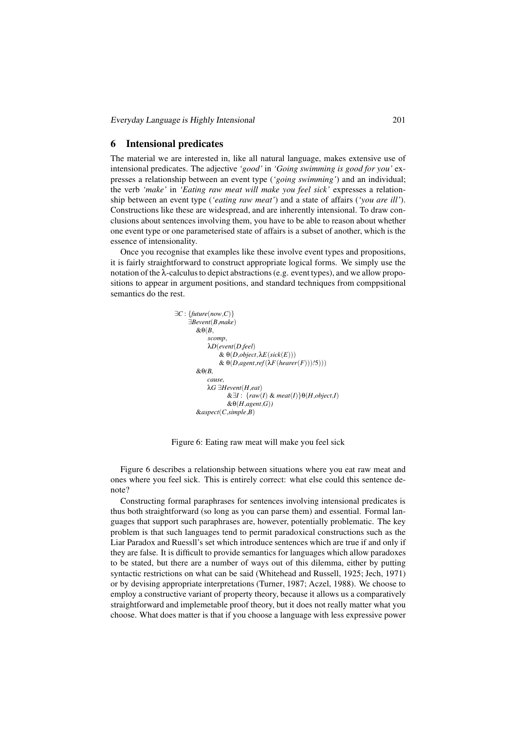## 6 Intensional predicates

The material we are interested in, like all natural language, makes extensive use of intensional predicates. The adjective *'good'* in *'Going swimming is good for you'* expresses a relationship between an event type (*'going swimming'*) and an individual; the verb *'make'* in *'Eating raw meat will make you feel sick'* expresses a relationship between an event type (*'eating raw meat'*) and a state of affairs (*'you are ill'*). Constructions like these are widespread, and are inherently intensional. To draw conclusions about sentences involving them, you have to be able to reason about whether one event type or one parameterised state of affairs is a subset of another, which is the essence of intensionality.

Once you recognise that examples like these involve event types and propositions, it is fairly straightforward to construct appropriate logical forms. We simply use the notation of the λ-calculus to depict abstractions (e.g. event types), and we allow propositions to appear in argument positions, and standard techniques from comppsitional semantics do the rest.

```
∃C : {future(now,C)}
    ∃Bevent(B,make)
        &θ(B,
            scomp,
            λD(event(D,feel)
                & θ(D,object,λE(sick(E)))
                & θ(D,agent,ref(λF(hearer(F)))!5)))
        &θ(B,
            cause,
            λG ∃Hevent(H,eat)
                    &∃I : {raw(I) & meat(I)}θ(H,object,I)
                    &θ(H,agent,G))
        &aspect(C,simple,B)
```

Figure 6: Eating raw meat will make you feel sick

Figure 6 describes a relationship between situations where you eat raw meat and ones where you feel sick. This is entirely correct: what else could this sentence denote?

Constructing formal paraphrases for sentences involving intensional predicates is thus both straightforward (so long as you can parse them) and essential. Formal languages that support such paraphrases are, however, potentially problematic. The key problem is that such languages tend to permit paradoxical constructions such as the Liar Paradox and Ruessll's set which introduce sentences which are true if and only if they are false. It is difficult to provide semantics for languages which allow paradoxes to be stated, but there are a number of ways out of this dilemma, either by putting syntactic restrictions on what can be said (Whitehead and Russell, 1925; Jech, 1971) or by devising appropriate interpretations (Turner, 1987; Aczel, 1988). We choose to employ a constructive variant of property theory, because it allows us a comparatively straightforward and implemetable proof theory, but it does not really matter what you choose. What does matter is that if you choose a language with less expressive power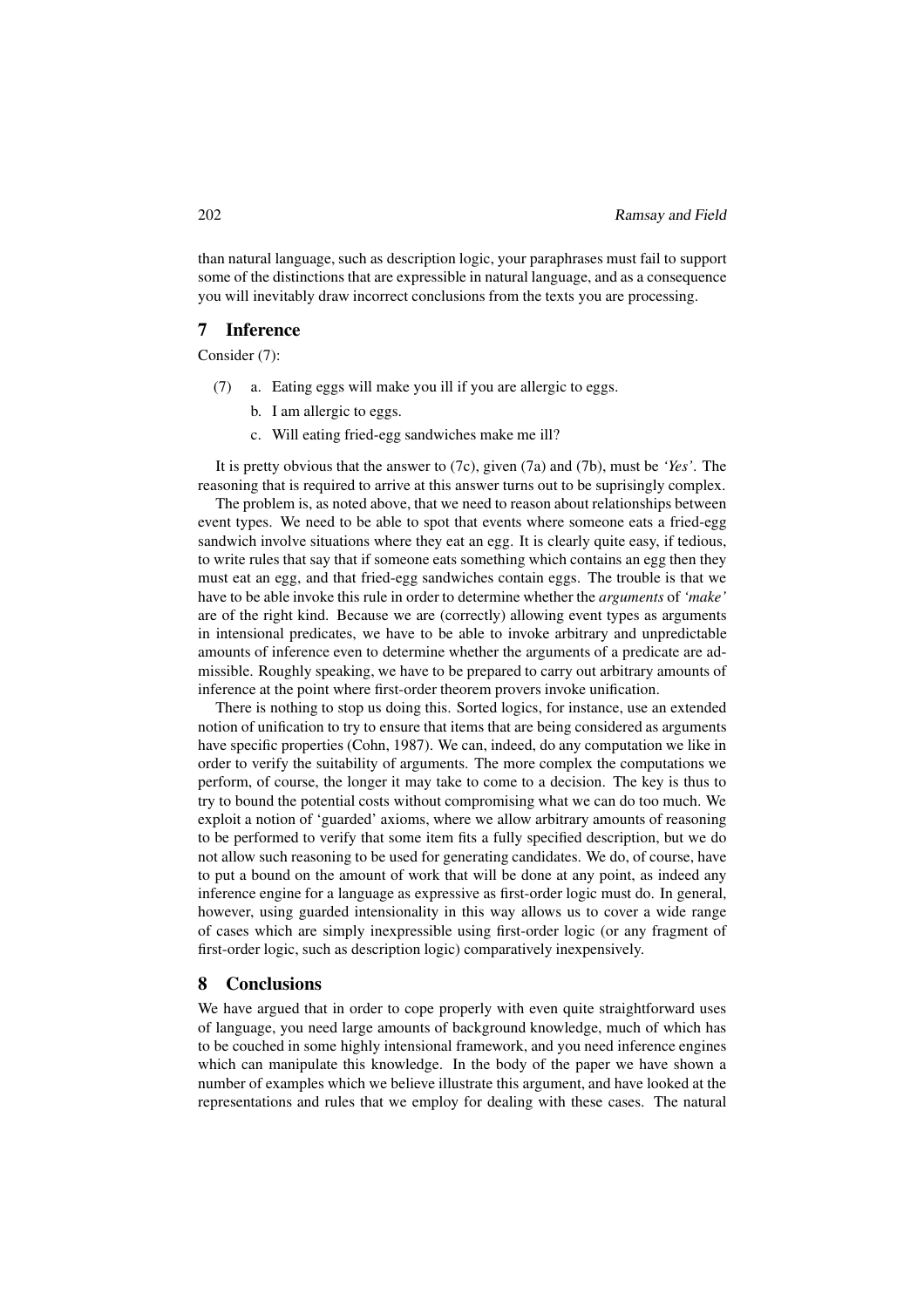than natural language, such as description logic, your paraphrases must fail to support some of the distinctions that are expressible in natural language, and as a consequence you will inevitably draw incorrect conclusions from the texts you are processing.

## 7 Inference

Consider (7):

(7) a. Eating eggs will make you ill if you are allergic to eggs.

b. I am allergic to eggs.

c. Will eating fried-egg sandwiches make me ill?

It is pretty obvious that the answer to (7c), given (7a) and (7b), must be *'Yes'*. The reasoning that is required to arrive at this answer turns out to be suprisingly complex.

The problem is, as noted above, that we need to reason about relationships between event types. We need to be able to spot that events where someone eats a fried-egg sandwich involve situations where they eat an egg. It is clearly quite easy, if tedious, to write rules that say that if someone eats something which contains an egg then they must eat an egg, and that fried-egg sandwiches contain eggs. The trouble is that we have to be able invoke this rule in order to determine whether the *arguments* of *'make'* are of the right kind. Because we are (correctly) allowing event types as arguments in intensional predicates, we have to be able to invoke arbitrary and unpredictable amounts of inference even to determine whether the arguments of a predicate are admissible. Roughly speaking, we have to be prepared to carry out arbitrary amounts of inference at the point where first-order theorem provers invoke unification.

There is nothing to stop us doing this. Sorted logics, for instance, use an extended notion of unification to try to ensure that items that are being considered as arguments have specific properties (Cohn, 1987). We can, indeed, do any computation we like in order to verify the suitability of arguments. The more complex the computations we perform, of course, the longer it may take to come to a decision. The key is thus to try to bound the potential costs without compromising what we can do too much. We exploit a notion of 'guarded' axioms, where we allow arbitrary amounts of reasoning to be performed to verify that some item fits a fully specified description, but we do not allow such reasoning to be used for generating candidates. We do, of course, have to put a bound on the amount of work that will be done at any point, as indeed any inference engine for a language as expressive as first-order logic must do. In general, however, using guarded intensionality in this way allows us to cover a wide range of cases which are simply inexpressible using first-order logic (or any fragment of first-order logic, such as description logic) comparatively inexpensively.

## 8 Conclusions

We have argued that in order to cope properly with even quite straightforward uses of language, you need large amounts of background knowledge, much of which has to be couched in some highly intensional framework, and you need inference engines which can manipulate this knowledge. In the body of the paper we have shown a number of examples which we believe illustrate this argument, and have looked at the representations and rules that we employ for dealing with these cases. The natural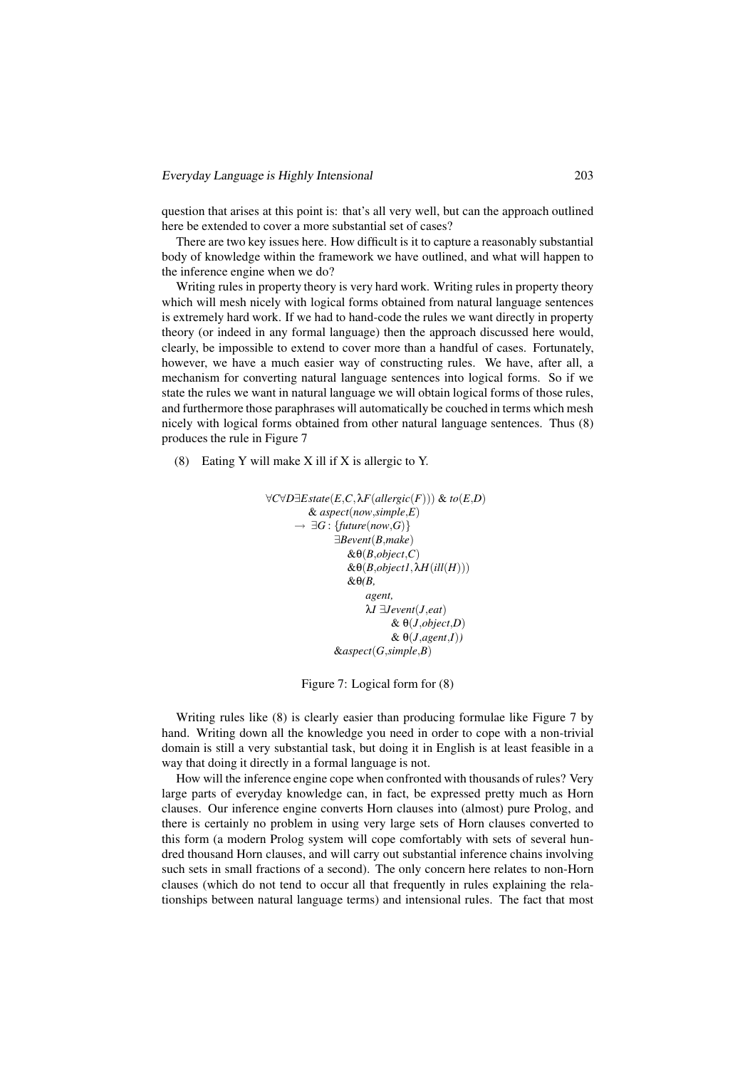question that arises at this point is: that's all very well, but can the approach outlined here be extended to cover a more substantial set of cases?

There are two key issues here. How difficult is it to capture a reasonably substantial body of knowledge within the framework we have outlined, and what will happen to the inference engine when we do?

Writing rules in property theory is very hard work. Writing rules in property theory which will mesh nicely with logical forms obtained from natural language sentences is extremely hard work. If we had to hand-code the rules we want directly in property theory (or indeed in any formal language) then the approach discussed here would, clearly, be impossible to extend to cover more than a handful of cases. Fortunately, however, we have a much easier way of constructing rules. We have, after all, a mechanism for converting natural language sentences into logical forms. So if we state the rules we want in natural language we will obtain logical forms of those rules, and furthermore those paraphrases will automatically be couched in terms which mesh nicely with logical forms obtained from other natural language sentences. Thus (8) produces the rule in Figure 7

(8) Eating Y will make X ill if X is allergic to Y.

$$
\begin{array}{l}
\forall C \forall D \exists E\, state(E, C, \lambda F(allergic(F)))\ \&\ to(E, D) \\
\quad \&\ aspect(now, simple, E) \\
\quad \rightarrow\ \exists G : \{future(now, G)\} \\
\qquad \exists B\, event(B, make) \\
\qquad\quad \&\theta(B, object, C) \\
\qquad\quad \&\theta(B, object1, \lambda H(ill(H))) \\
\qquad\quad \&\theta(B, \\
\qquad\qquad agent, \\
\qquad\qquad \lambda I\ \exists J\, event(J, eat) \\
\qquad\qquad\qquad \&\ \theta(J, object, D) \\
\qquad\qquad\qquad \&\ \theta(J, agent, I)) \\
\qquad \&aspect(G, simple, B)
\end{array}
$$

Figure 7: Logical form for (8)

Writing rules like (8) is clearly easier than producing formulae like Figure 7 by hand. Writing down all the knowledge you need in order to cope with a non-trivial domain is still a very substantial task, but doing it in English is at least feasible in a way that doing it directly in a formal language is not.

How will the inference engine cope when confronted with thousands of rules? Very large parts of everyday knowledge can, in fact, be expressed pretty much as Horn clauses. Our inference engine converts Horn clauses into (almost) pure Prolog, and there is certainly no problem in using very large sets of Horn clauses converted to this form (a modern Prolog system will cope comfortably with sets of several hundred thousand Horn clauses, and will carry out substantial inference chains involving such sets in small fractions of a second). The only concern here relates to non-Horn clauses (which do not tend to occur all that frequently in rules explaining the relationships between natural language terms) and intensional rules. The fact that most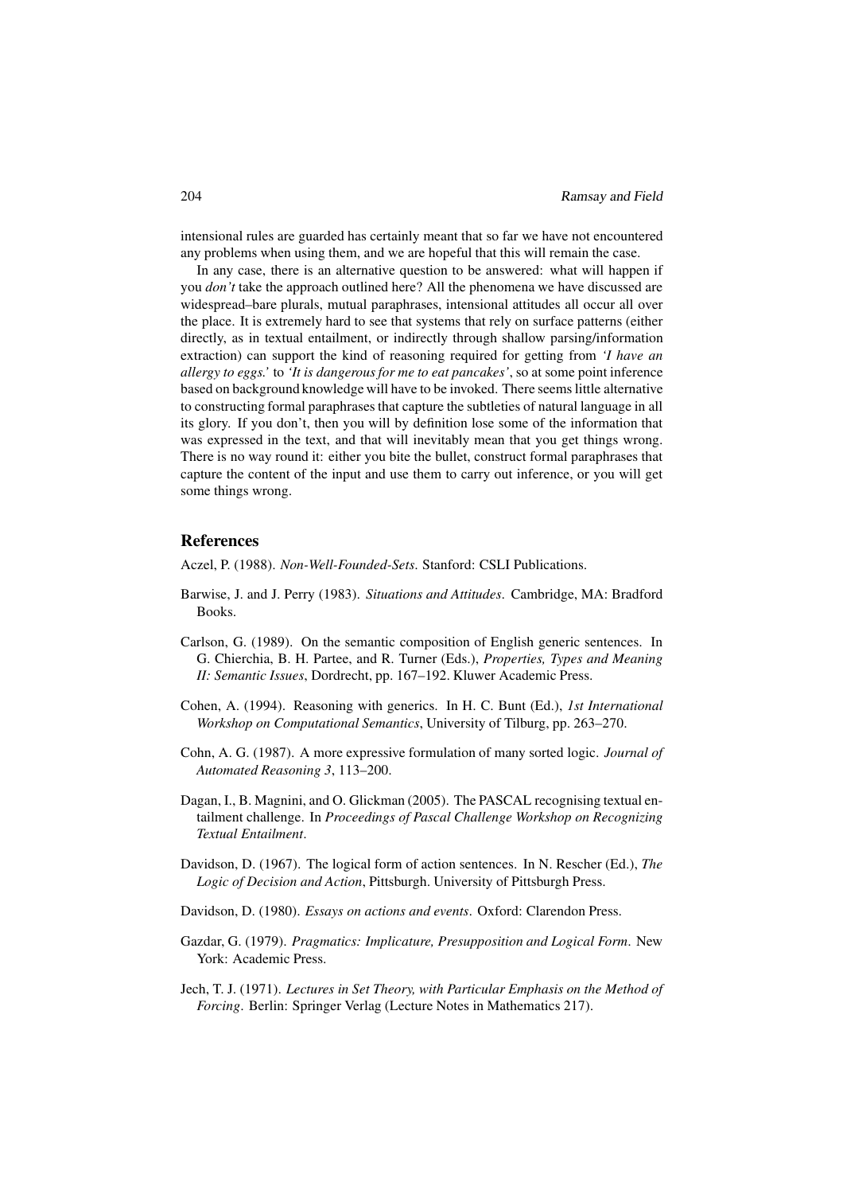intensional rules are guarded has certainly meant that so far we have not encountered any problems when using them, and we are hopeful that this will remain the case.

In any case, there is an alternative question to be answered: what will happen if you *don't* take the approach outlined here? All the phenomena we have discussed are widespread–bare plurals, mutual paraphrases, intensional attitudes all occur all over the place. It is extremely hard to see that systems that rely on surface patterns (either directly, as in textual entailment, or indirectly through shallow parsing/information extraction) can support the kind of reasoning required for getting from *'I have an allergy to eggs.'* to *'It is dangerous for me to eat pancakes'*, so at some point inference based on background knowledge will have to be invoked. There seems little alternative to constructing formal paraphrases that capture the subtleties of natural language in all its glory. If you don't, then you will by definition lose some of the information that was expressed in the text, and that will inevitably mean that you get things wrong. There is no way round it: either you bite the bullet, construct formal paraphrases that capture the content of the input and use them to carry out inference, or you will get some things wrong.

## References

Aczel, P. (1988). *Non-Well-Founded-Sets*. Stanford: CSLI Publications.

Barwise, J. and J. Perry (1983). *Situations and Attitudes*. Cambridge, MA: Bradford Books.

Carlson, G. (1989). On the semantic composition of English generic sentences. In G. Chierchia, B. H. Partee, and R. Turner (Eds.), *Properties, Types and Meaning II: Semantic Issues*, Dordrecht, pp. 167–192. Kluwer Academic Press.

Cohen, A. (1994). Reasoning with generics. In H. C. Bunt (Ed.), *1st International Workshop on Computational Semantics*, University of Tilburg, pp. 263–270.

Cohn, A. G. (1987). A more expressive formulation of many sorted logic. *Journal of Automated Reasoning 3*, 113–200.

Dagan, I., B. Magnini, and O. Glickman (2005). The PASCAL recognising textual entailment challenge. In *Proceedings of Pascal Challenge Workshop on Recognizing Textual Entailment*.

Davidson, D. (1967). The logical form of action sentences. In N. Rescher (Ed.), *The Logic of Decision and Action*, Pittsburgh. University of Pittsburgh Press.

Davidson, D. (1980). *Essays on actions and events*. Oxford: Clarendon Press.

Gazdar, G. (1979). *Pragmatics: Implicature, Presupposition and Logical Form*. New York: Academic Press.

Jech, T. J. (1971). *Lectures in Set Theory, with Particular Emphasis on the Method of Forcing*. Berlin: Springer Verlag (Lecture Notes in Mathematics 217).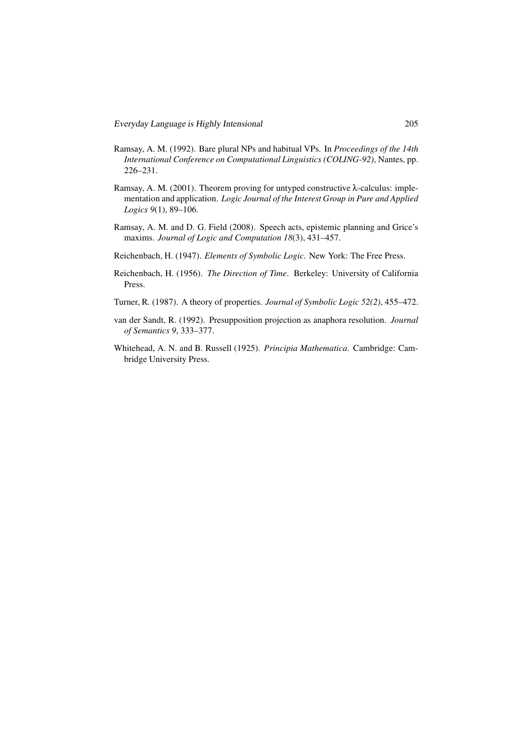Ramsay, A. M. (1992). Bare plural NPs and habitual VPs. In *Proceedings of the 14th International Conference on Computational Linguistics (COLING-92)*, Nantes, pp. 226–231.

Ramsay, A. M. (2001). Theorem proving for untyped constructive λ-calculus: implementation and application. *Logic Journal of the Interest Group in Pure and Applied Logics 9*(1), 89–106.

Ramsay, A. M. and D. G. Field (2008). Speech acts, epistemic planning and Grice's maxims. *Journal of Logic and Computation 18*(3), 431–457.

Reichenbach, H. (1947). *Elements of Symbolic Logic*. New York: The Free Press.

Reichenbach, H. (1956). *The Direction of Time*. Berkeley: University of California Press.

Turner, R. (1987). A theory of properties. *Journal of Symbolic Logic 52(2)*, 455–472.

van der Sandt, R. (1992). Presupposition projection as anaphora resolution. *Journal of Semantics 9*, 333–377.

Whitehead, A. N. and B. Russell (1925). *Principia Mathematica*. Cambridge: Cambridge University Press.